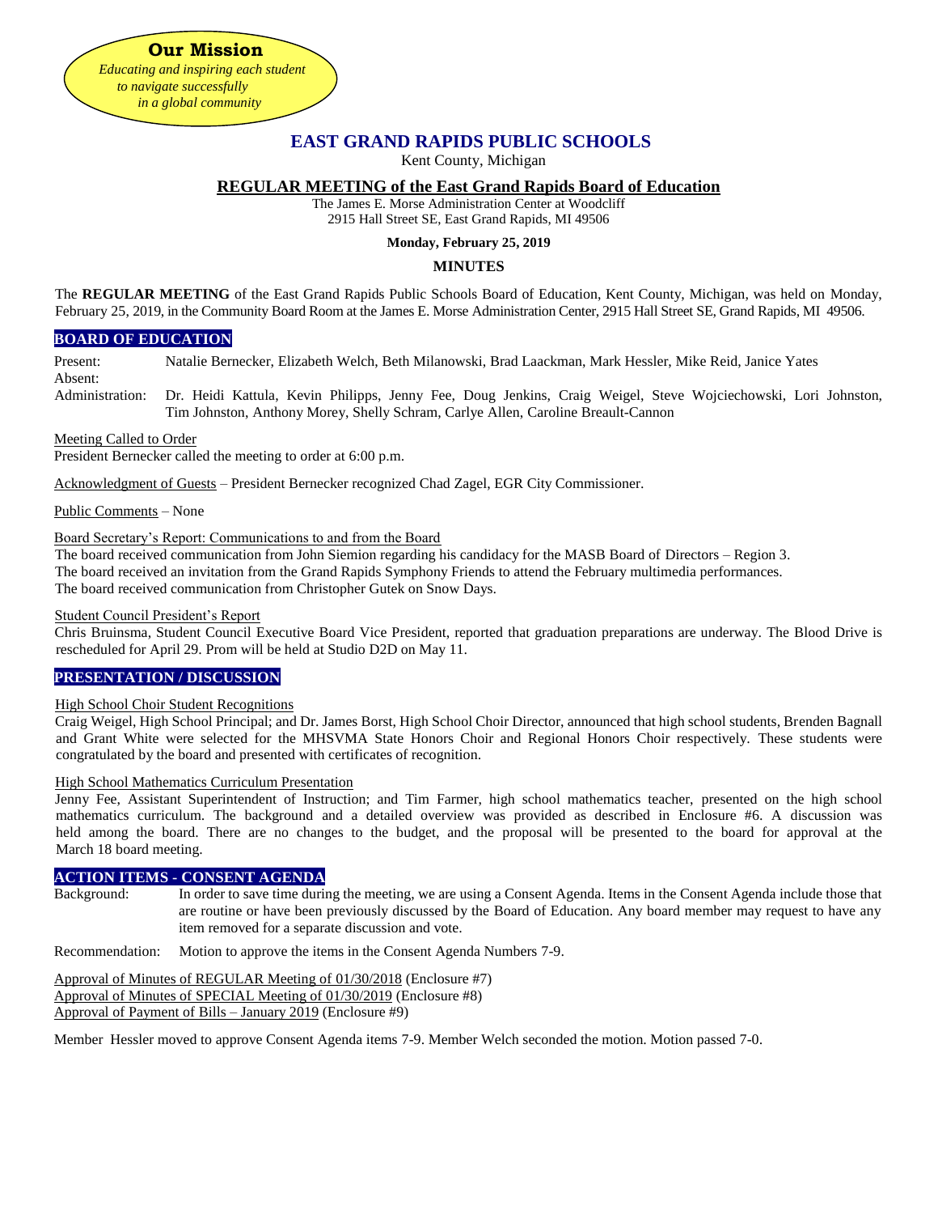**Our Mission**

*Educating and inspiring each student to navigate successfully in a global community*

# EAST GRAND RAPIDS PUBLIC SCHOOLS

Kent County, Michigan

## REGULAR MEETING of the East Grand Rapids Board of Education

The James E. Morse Administration Center at Woodcliff
2915 Hall Street SE, East Grand Rapids, MI 49506

**Monday, February 25, 2019**

**MINUTES**

The **REGULAR MEETING** of the East Grand Rapids Public Schools Board of Education, Kent County, Michigan, was held on Monday, February 25, 2019, in the Community Board Room at the James E. Morse Administration Center, 2915 Hall Street SE, Grand Rapids, MI 49506.

### BOARD OF EDUCATION

Present: Natalie Bernecker, Elizabeth Welch, Beth Milanowski, Brad Laackman, Mark Hessler, Mike Reid, Janice Yates

Absent:

Administration: Dr. Heidi Kattula, Kevin Philipps, Jenny Fee, Doug Jenkins, Craig Weigel, Steve Wojciechowski, Lori Johnston, Tim Johnston, Anthony Morey, Shelly Schram, Carlye Allen, Caroline Breault-Cannon

Meeting Called to Order
President Bernecker called the meeting to order at 6:00 p.m.

Acknowledgment of Guests – President Bernecker recognized Chad Zagel, EGR City Commissioner.

Public Comments – None

Board Secretary's Report: Communications to and from the Board
The board received communication from John Siemion regarding his candidacy for the MASB Board of Directors – Region 3.
The board received an invitation from the Grand Rapids Symphony Friends to attend the February multimedia performances.
The board received communication from Christopher Gutek on Snow Days.

Student Council President's Report
Chris Bruinsma, Student Council Executive Board Vice President, reported that graduation preparations are underway. The Blood Drive is rescheduled for April 29. Prom will be held at Studio D2D on May 11.

### PRESENTATION / DISCUSSION

High School Choir Student Recognitions
Craig Weigel, High School Principal; and Dr. James Borst, High School Choir Director, announced that high school students, Brenden Bagnall and Grant White were selected for the MHSVMA State Honors Choir and Regional Honors Choir respectively. These students were congratulated by the board and presented with certificates of recognition.

High School Mathematics Curriculum Presentation
Jenny Fee, Assistant Superintendent of Instruction; and Tim Farmer, high school mathematics teacher, presented on the high school mathematics curriculum. The background and a detailed overview was provided as described in Enclosure #6. A discussion was held among the board. There are no changes to the budget, and the proposal will be presented to the board for approval at the March 18 board meeting.

### ACTION ITEMS - CONSENT AGENDA

Background: In order to save time during the meeting, we are using a Consent Agenda. Items in the Consent Agenda include those that are routine or have been previously discussed by the Board of Education. Any board member may request to have any item removed for a separate discussion and vote.

Recommendation: Motion to approve the items in the Consent Agenda Numbers 7-9.

Approval of Minutes of REGULAR Meeting of 01/30/2018 (Enclosure #7)
Approval of Minutes of SPECIAL Meeting of 01/30/2019 (Enclosure #8)
Approval of Payment of Bills – January 2019 (Enclosure #9)

Member Hessler moved to approve Consent Agenda items 7-9. Member Welch seconded the motion. Motion passed 7-0.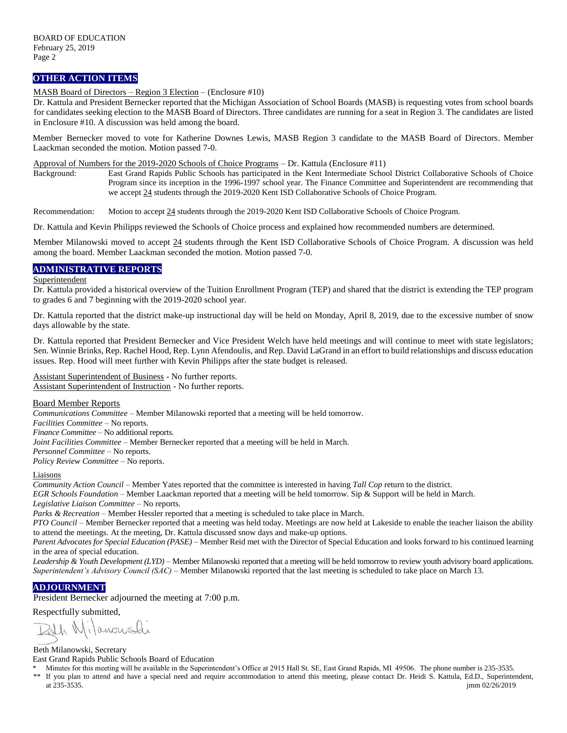## OTHER ACTION ITEMS

MASB Board of Directors – Region 3 Election – (Enclosure #10)

Dr. Kattula and President Bernecker reported that the Michigan Association of School Boards (MASB) is requesting votes from school boards for candidates seeking election to the MASB Board of Directors. Three candidates are running for a seat in Region 3. The candidates are listed in Enclosure #10. A discussion was held among the board.

Member Bernecker moved to vote for Katherine Downes Lewis, MASB Region 3 candidate to the MASB Board of Directors. Member Laackman seconded the motion. Motion passed 7-0.

Approval of Numbers for the 2019-2020 Schools of Choice Programs – Dr. Kattula (Enclosure #11)

Background: East Grand Rapids Public Schools has participated in the Kent Intermediate School District Collaborative Schools of Choice Program since its inception in the 1996-1997 school year. The Finance Committee and Superintendent are recommending that we accept 24 students through the 2019-2020 Kent ISD Collaborative Schools of Choice Program.

Recommendation: Motion to accept 24 students through the 2019-2020 Kent ISD Collaborative Schools of Choice Program.

Dr. Kattula and Kevin Philipps reviewed the Schools of Choice process and explained how recommended numbers are determined.

Member Milanowski moved to accept 24 students through the Kent ISD Collaborative Schools of Choice Program. A discussion was held among the board. Member Laackman seconded the motion. Motion passed 7-0.

## ADMINISTRATIVE REPORTS

Superintendent

Dr. Kattula provided a historical overview of the Tuition Enrollment Program (TEP) and shared that the district is extending the TEP program to grades 6 and 7 beginning with the 2019-2020 school year.

Dr. Kattula reported that the district make-up instructional day will be held on Monday, April 8, 2019, due to the excessive number of snow days allowable by the state.

Dr. Kattula reported that President Bernecker and Vice President Welch have held meetings and will continue to meet with state legislators; Sen. Winnie Brinks, Rep. Rachel Hood, Rep. Lynn Afendoulis, and Rep. David LaGrand in an effort to build relationships and discuss education issues. Rep. Hood will meet further with Kevin Philipps after the state budget is released.

Assistant Superintendent of Business - No further reports.
Assistant Superintendent of Instruction - No further reports.

Board Member Reports

*Communications Committee* – Member Milanowski reported that a meeting will be held tomorrow.
*Facilities Committee* – No reports.
*Finance Committee* – No additional reports.
*Joint Facilities Committee* – Member Bernecker reported that a meeting will be held in March.
*Personnel Committee* – No reports.
*Policy Review Committee* – No reports.

Liaisons

*Community Action Council* – Member Yates reported that the committee is interested in having *Tall Cop* return to the district.
*EGR Schools Foundation* – Member Laackman reported that a meeting will be held tomorrow. Sip & Support will be held in March.
*Legislative Liaison Committee* – No reports.
*Parks & Recreation* – Member Hessler reported that a meeting is scheduled to take place in March.
*PTO Council* – Member Bernecker reported that a meeting was held today. Meetings are now held at Lakeside to enable the teacher liaison the ability to attend the meetings. At the meeting, Dr. Kattula discussed snow days and make-up options.
*Parent Advocates for Special Education (PASE)* – Member Reid met with the Director of Special Education and looks forward to his continued learning in the area of special education.
*Leadership & Youth Development (LYD)* – Member Milanowski reported that a meeting will be held tomorrow to review youth advisory board applications.
*Superintendent's Advisory Council (SAC)* – Member Milanowski reported that the last meeting is scheduled to take place on March 13.

## ADJOURNMENT

President Bernecker adjourned the meeting at 7:00 p.m.

Respectfully submitted,

Beth Milanowski

Beth Milanowski, Secretary
East Grand Rapids Public Schools Board of Education

\* Minutes for this meeting will be available in the Superintendent's Office at 2915 Hall St. SE, East Grand Rapids, MI 49506. The phone number is 235-3535.
\** If you plan to attend and have a special need and require accommodation to attend this meeting, please contact Dr. Heidi S. Kattula, Ed.D., Superintendent, at 235-3535.

jmm 02/26/2019